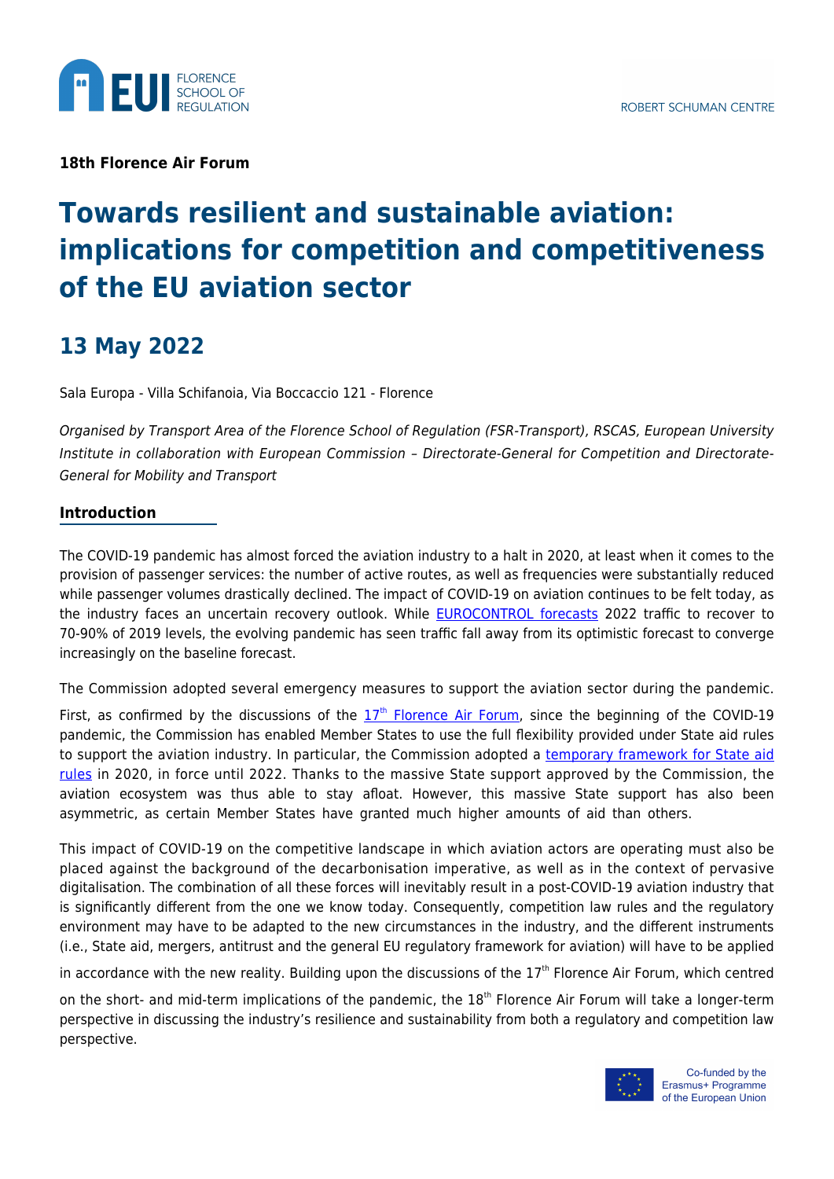**18th Florence Air Forum**

# Towards resilient and sustainable aviation: implications for competition and competitiveness of the EU aviation sector

## 13 May 2022

Sala Europa - Villa Schifanoia, Via Boccaccio 121 - Florence

*Organised by Transport Area of the Florence School of Regulation (FSR-Transport), RSCAS, European University Institute in collaboration with European Commission – Directorate-General for Competition and Directorate-General for Mobility and Transport*

### Introduction

The COVID-19 pandemic has almost forced the aviation industry to a halt in 2020, at least when it comes to the provision of passenger services: the number of active routes, as well as frequencies were substantially reduced while passenger volumes drastically declined. The impact of COVID-19 on aviation continues to be felt today, as the industry faces an uncertain recovery outlook. While EUROCONTROL forecasts 2022 traffic to recover to 70-90% of 2019 levels, the evolving pandemic has seen traffic fall away from its optimistic forecast to converge increasingly on the baseline forecast.

The Commission adopted several emergency measures to support the aviation sector during the pandemic. First, as confirmed by the discussions of the 17th Florence Air Forum, since the beginning of the COVID-19 pandemic, the Commission has enabled Member States to use the full flexibility provided under State aid rules to support the aviation industry. In particular, the Commission adopted a temporary framework for State aid rules in 2020, in force until 2022. Thanks to the massive State support approved by the Commission, the aviation ecosystem was thus able to stay afloat. However, this massive State support has also been asymmetric, as certain Member States have granted much higher amounts of aid than others.

This impact of COVID-19 on the competitive landscape in which aviation actors are operating must also be placed against the background of the decarbonisation imperative, as well as in the context of pervasive digitalisation. The combination of all these forces will inevitably result in a post-COVID-19 aviation industry that is significantly different from the one we know today. Consequently, competition law rules and the regulatory environment may have to be adapted to the new circumstances in the industry, and the different instruments (i.e., State aid, mergers, antitrust and the general EU regulatory framework for aviation) will have to be applied in accordance with the new reality. Building upon the discussions of the 17th Florence Air Forum, which centred on the short- and mid-term implications of the pandemic, the 18th Florence Air Forum will take a longer-term perspective in discussing the industry's resilience and sustainability from both a regulatory and competition law perspective.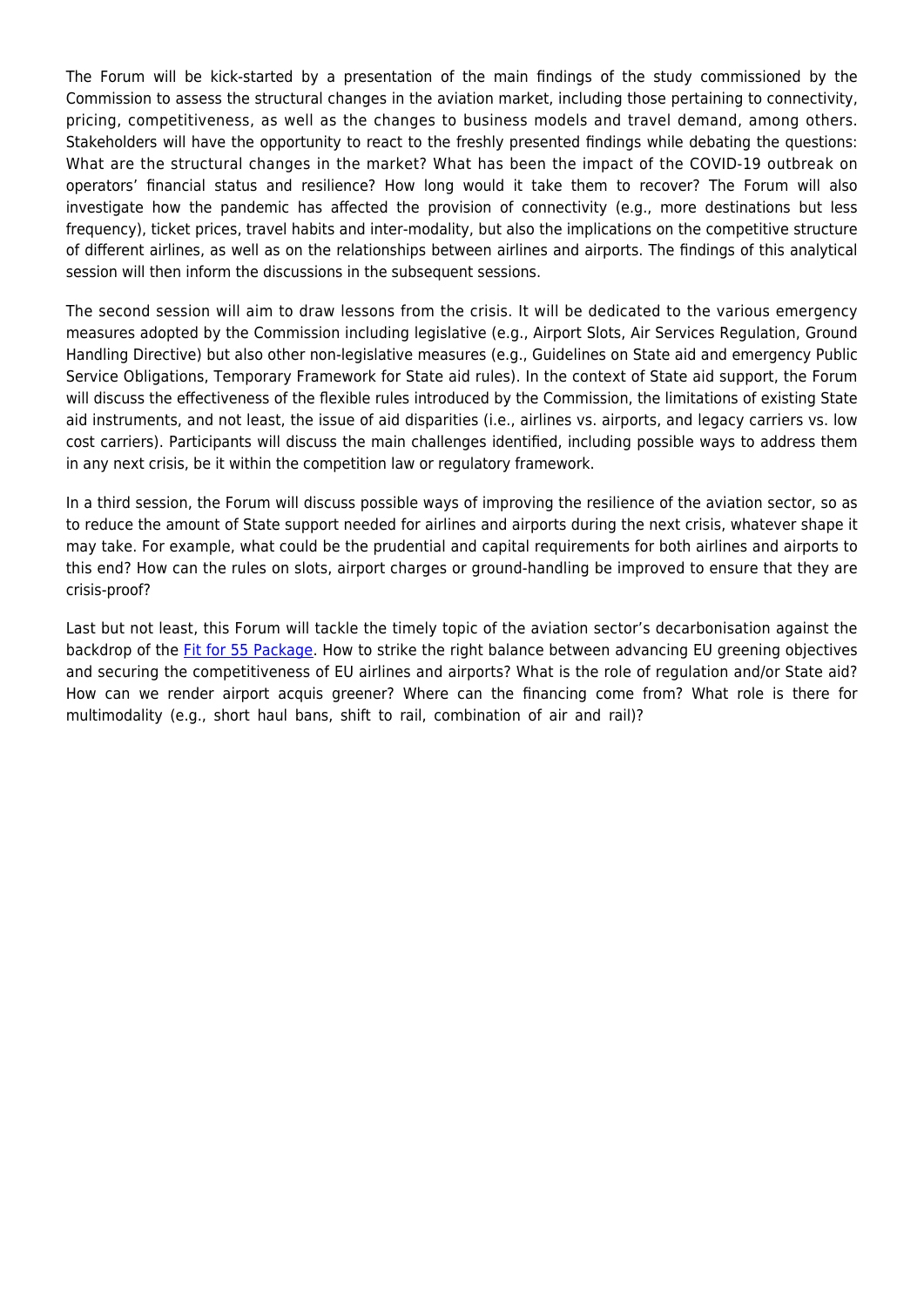The Forum will be kick-started by a presentation of the main findings of the study commissioned by the Commission to assess the structural changes in the aviation market, including those pertaining to connectivity, pricing, competitiveness, as well as the changes to business models and travel demand, among others. Stakeholders will have the opportunity to react to the freshly presented findings while debating the questions: What are the structural changes in the market? What has been the impact of the COVID-19 outbreak on operators' financial status and resilience? How long would it take them to recover? The Forum will also investigate how the pandemic has affected the provision of connectivity (e.g., more destinations but less frequency), ticket prices, travel habits and inter-modality, but also the implications on the competitive structure of different airlines, as well as on the relationships between airlines and airports. The findings of this analytical session will then inform the discussions in the subsequent sessions.

The second session will aim to draw lessons from the crisis. It will be dedicated to the various emergency measures adopted by the Commission including legislative (e.g., Airport Slots, Air Services Regulation, Ground Handling Directive) but also other non-legislative measures (e.g., Guidelines on State aid and emergency Public Service Obligations, Temporary Framework for State aid rules). In the context of State aid support, the Forum will discuss the effectiveness of the flexible rules introduced by the Commission, the limitations of existing State aid instruments, and not least, the issue of aid disparities (i.e., airlines vs. airports, and legacy carriers vs. low cost carriers). Participants will discuss the main challenges identified, including possible ways to address them in any next crisis, be it within the competition law or regulatory framework.

In a third session, the Forum will discuss possible ways of improving the resilience of the aviation sector, so as to reduce the amount of State support needed for airlines and airports during the next crisis, whatever shape it may take. For example, what could be the prudential and capital requirements for both airlines and airports to this end? How can the rules on slots, airport charges or ground-handling be improved to ensure that they are crisis-proof?

Last but not least, this Forum will tackle the timely topic of the aviation sector's decarbonisation against the backdrop of the Fit for 55 Package. How to strike the right balance between advancing EU greening objectives and securing the competitiveness of EU airlines and airports? What is the role of regulation and/or State aid? How can we render airport acquis greener? Where can the financing come from? What role is there for multimodality (e.g., short haul bans, shift to rail, combination of air and rail)?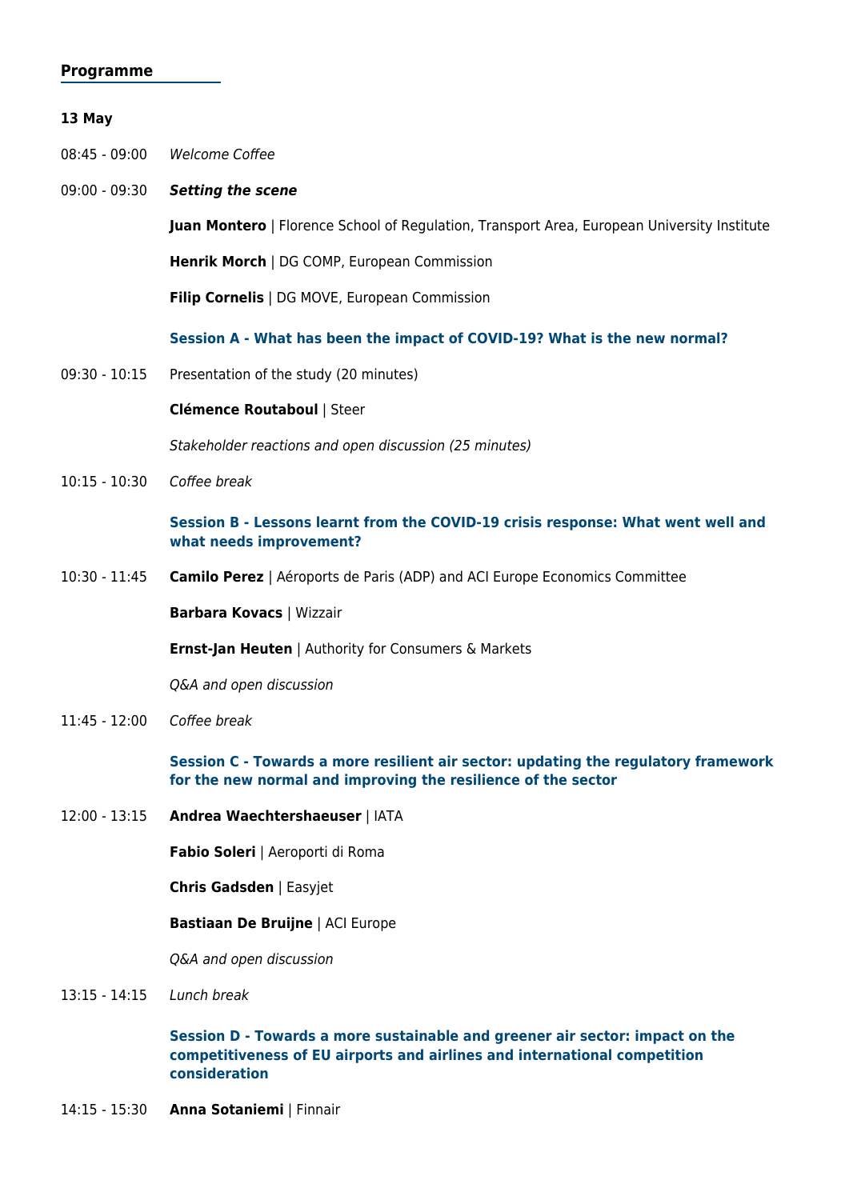## Programme

**13 May**

08:45 - 09:00 *Welcome Coffee*

09:00 - 09:30 ***Setting the scene***

**Juan Montero** | Florence School of Regulation, Transport Area, European University Institute

**Henrik Morch** | DG COMP, European Commission

**Filip Cornelis** | DG MOVE, European Commission

### Session A - What has been the impact of COVID-19? What is the new normal?

09:30 - 10:15 Presentation of the study (20 minutes)

**Clémence Routaboul** | Steer

*Stakeholder reactions and open discussion (25 minutes)*

10:15 - 10:30 *Coffee break*

### Session B - Lessons learnt from the COVID-19 crisis response: What went well and what needs improvement?

10:30 - 11:45 **Camilo Perez** | Aéroports de Paris (ADP) and ACI Europe Economics Committee

**Barbara Kovacs** | Wizzair

**Ernst-Jan Heuten** | Authority for Consumers & Markets

*Q&A and open discussion*

11:45 - 12:00 *Coffee break*

### Session C - Towards a more resilient air sector: updating the regulatory framework for the new normal and improving the resilience of the sector

12:00 - 13:15 **Andrea Waechtershaeuser** | IATA

**Fabio Soleri** | Aeroporti di Roma

**Chris Gadsden** | Easyjet

**Bastiaan De Bruijne** | ACI Europe

*Q&A and open discussion*

13:15 - 14:15 *Lunch break*

### Session D - Towards a more sustainable and greener air sector: impact on the competitiveness of EU airports and airlines and international competition consideration

14:15 - 15:30 **Anna Sotaniemi** | Finnair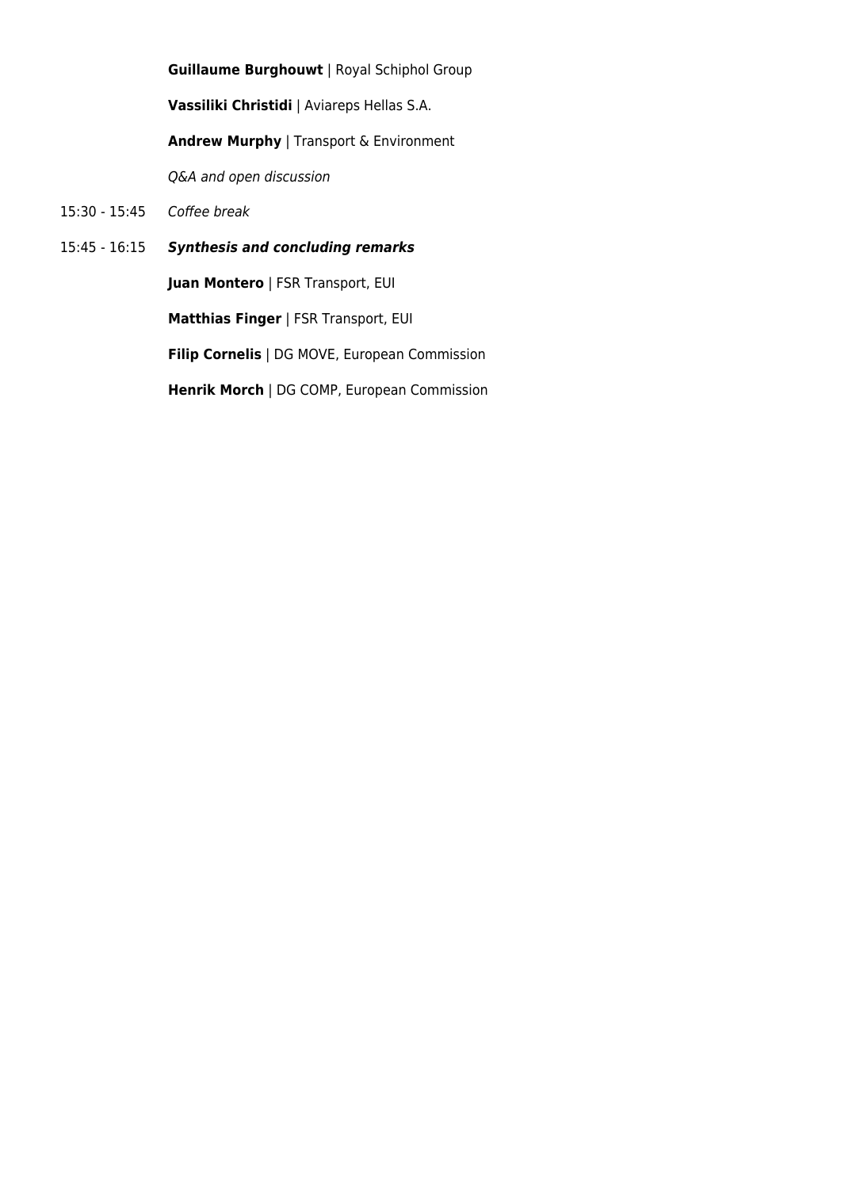**Guillaume Burghouwt** | Royal Schiphol Group

**Vassiliki Christidi** | Aviareps Hellas S.A.

**Andrew Murphy** | Transport & Environment

*Q&A and open discussion*

15:30 - 15:45 *Coffee break*

15:45 - 16:15 ***Synthesis and concluding remarks***

**Juan Montero** | FSR Transport, EUI

**Matthias Finger** | FSR Transport, EUI

**Filip Cornelis** | DG MOVE, European Commission

**Henrik Morch** | DG COMP, European Commission